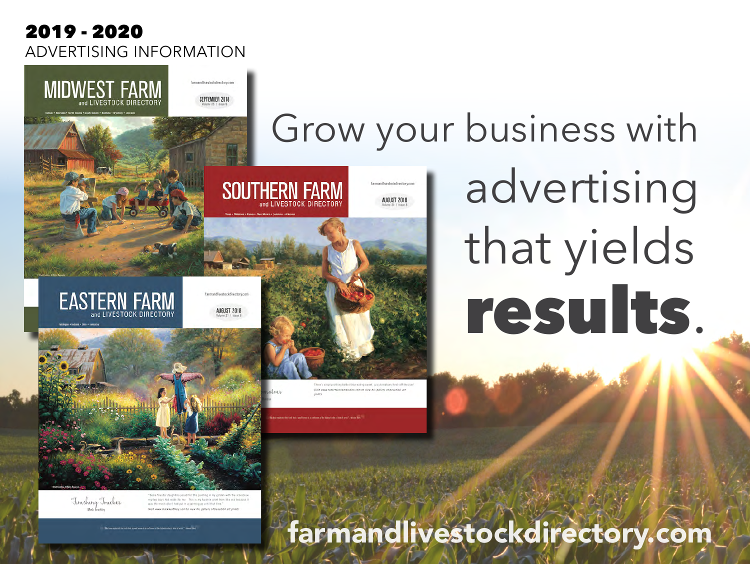# 2019 - 2020

## ADVERTISING INFORMATION

Grow your business with advertising that yields **results**.

farmandlivestockdirectory.com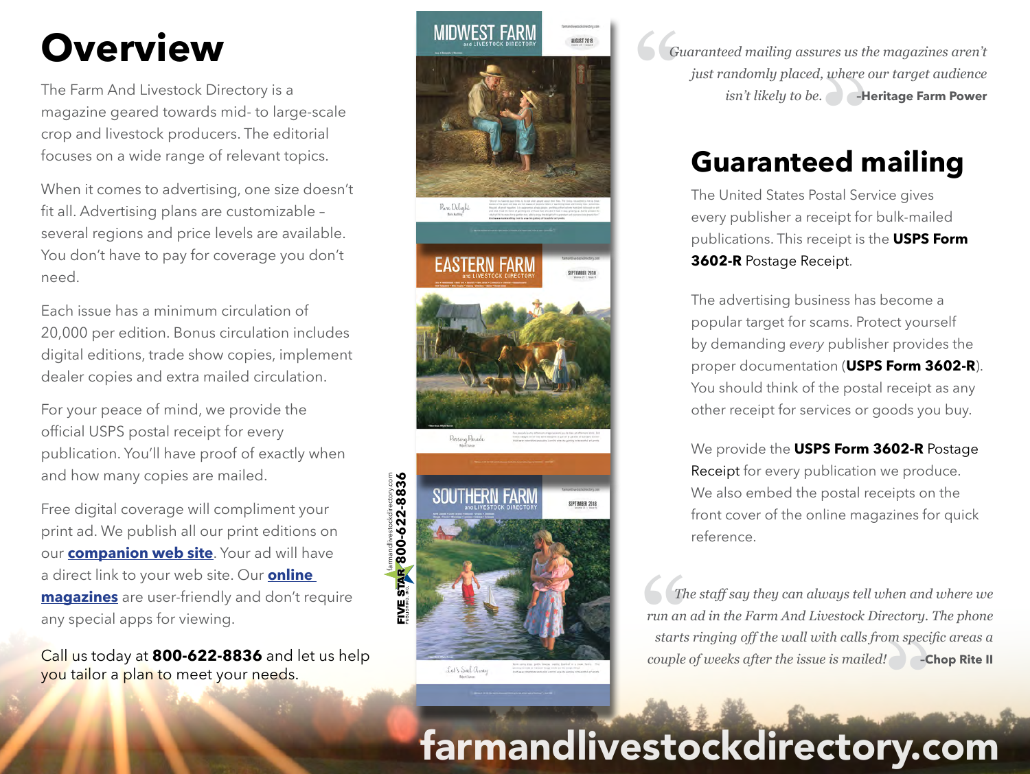# Overview

The Farm And Livestock Directory is a magazine geared towards mid- to large-scale crop and livestock producers. The editorial focuses on a wide range of relevant topics.

When it comes to advertising, one size doesn't fit all. Advertising plans are customizable – several regions and price levels are available. You don't have to pay for coverage you don't need.

Each issue has a minimum circulation of 20,000 per edition. Bonus circulation includes digital editions, trade show copies, implement dealer copies and extra mailed circulation.

For your peace of mind, we provide the official USPS postal receipt for every publication. You'll have proof of exactly when and how many copies are mailed.

Free digital coverage will compliment your print ad. We publish all our print editions on our **companion web site**. Your ad will have a direct link to your web site. Our **online magazines** are user-friendly and don't require any special apps for viewing.

Call us today at **800-622-8836** and let us help you tailor a plan to meet your needs.

farmandlivestockdirectory.com **800-622-8836**

**FIVE STAR** PUBLISHING, INC.

*"Guaranteed mailing assures us the magazines aren't just randomly placed, where our target audience isn't likely to be."* **-Heritage Farm Power**

## Guaranteed mailing

The United States Postal Service gives every publisher a receipt for bulk-mailed publications. This receipt is the **USPS Form 3602-R** Postage Receipt.

The advertising business has become a popular target for scams. Protect yourself by demanding *every* publisher provides the proper documentation (**USPS Form 3602-R**). You should think of the postal receipt as any other receipt for services or goods you buy.

We provide the **USPS Form 3602-R** Postage Receipt for every publication we produce. We also embed the postal receipts on the front cover of the online magazines for quick reference.

*"The staff say they can always tell when and where we run an ad in the Farm And Livestock Directory. The phone starts ringing off the wall with calls from specific areas a couple of weeks after the issue is mailed!"* **-Chop Rite II**

**farmandlivestockdirectory.com**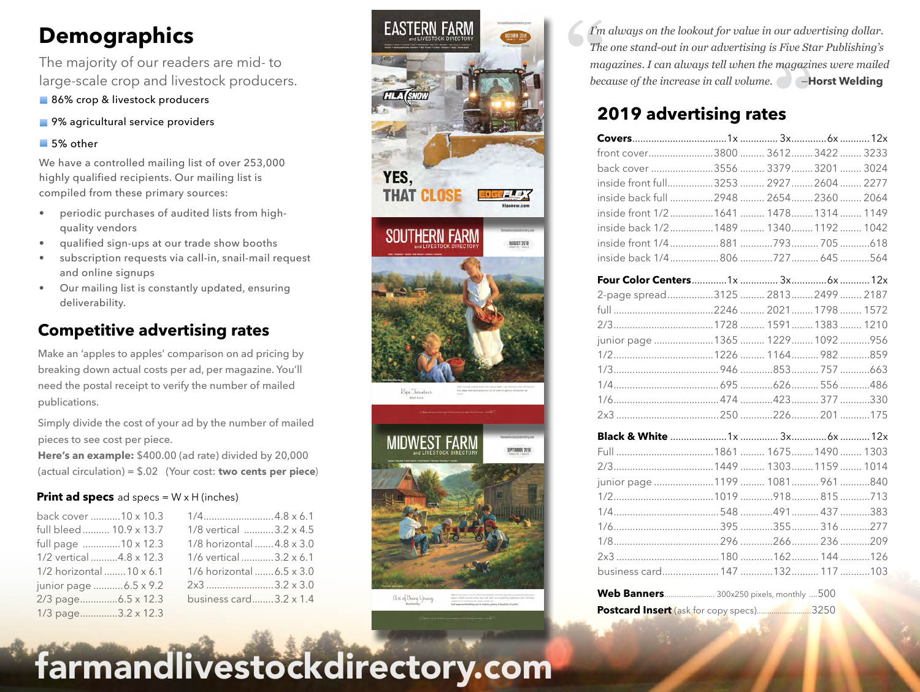# Demographics

The majority of our readers are mid- to large-scale crop and livestock producers.

- 86% crop & livestock producers
- 9% agricultural service providers
- 5% other

We have a controlled mailing list of over 253,000 highly qualified recipients. Our mailing list is compiled from these primary sources:

- periodic purchases of audited lists from high-quality vendors
- qualified sign-ups at our trade show booths
- subscription requests via call-in, snail-mail request and online signups
- Our mailing list is constantly updated, ensuring deliverability.

## Competitive advertising rates

Make an 'apples to apples' comparison on ad pricing by breaking down actual costs per ad, per magazine. You'll need the postal receipt to verify the number of mailed publications.

Simply divide the cost of your ad by the number of mailed pieces to see cost per piece.

**Here's an example:** $400.00 (ad rate) divided by 20,000 (actual circulation) = $.02 (Your cost: **two cents per piece**)

### Print ad specs ad specs = W x H (inches)

| Ad | Size | Ad | Size |
|---|---|---|---|
| back cover | 10 x 10.3 | 1/4 | 4.8 x 6.1 |
| full bleed | 10.9 x 13.7 | 1/8 vertical | 3.2 x 4.5 |
| full page | 10 x 12.3 | 1/8 horizontal | 4.8 x 3.0 |
| 1/2 vertical | 4.8 x 12.3 | 1/6 vertical | 3.2 x 6.1 |
| 1/2 horizontal | 10 x 6.1 | 1/6 horizontal | 6.5 x 3.0 |
| junior page | 6.5 x 9.2 | 2x3 | 3.2 x 3.0 |
| 2/3 page | 6.5 x 12.3 | business card | 3.2 x 1.4 |
| 1/3 page | 3.2 x 12.3 | | |

*I'm always on the lookout for value in our advertising dollar. The one stand-out in our advertising is Five Star Publishing's magazines. I can always tell when the magazines were mailed because of the increase in call volume.* —**Horst Welding**

## 2019 advertising rates

| **Covers** | 1x | 3x | 6x | 12x |
|---|---|---|---|---|
| front cover | 3800 | 3612 | 3422 | 3233 |
| back cover | 3556 | 3379 | 3201 | 3024 |
| inside front full | 3253 | 2927 | 2604 | 2277 |
| inside back full | 2948 | 2654 | 2360 | 2064 |
| inside front 1/2 | 1641 | 1478 | 1314 | 1149 |
| inside back 1/2 | 1489 | 1340 | 1192 | 1042 |
| inside front 1/4 | 881 | 793 | 705 | 618 |
| inside back 1/4 | 806 | 727 | 645 | 564 |

| **Four Color Centers** | 1x | 3x | 6x | 12x |
|---|---|---|---|---|
| 2-page spread | 3125 | 2813 | 2499 | 2187 |
| full | 2246 | 2021 | 1798 | 1572 |
| 2/3 | 1728 | 1591 | 1383 | 1210 |
| junior page | 1365 | 1229 | 1092 | 956 |
| 1/2 | 1226 | 1164 | 982 | 859 |
| 1/3 | 946 | 853 | 757 | 663 |
| 1/4 | 695 | 626 | 556 | 486 |
| 1/6 | 474 | 423 | 377 | 330 |
| 2x3 | 250 | 226 | 201 | 175 |

| **Black & White** | 1x | 3x | 6x | 12x |
|---|---|---|---|---|
| Full | 1861 | 1675 | 1490 | 1303 |
| 2/3 | 1449 | 1303 | 1159 | 1014 |
| junior page | 1199 | 1081 | 961 | 840 |
| 1/2 | 1019 | 918 | 815 | 713 |
| 1/4 | 548 | 491 | 437 | 383 |
| 1/6 | 395 | 355 | 316 | 277 |
| 1/8 | 296 | 266 | 236 | 209 |
| 2x3 | 180 | 162 | 144 | 126 |
| business card | 147 | 132 | 117 | 103 |

**Web Banners** 300x250 pixels, monthly ....500

**Postcard Insert** (ask for copy specs)....3250

farmandlivestockdirectory.com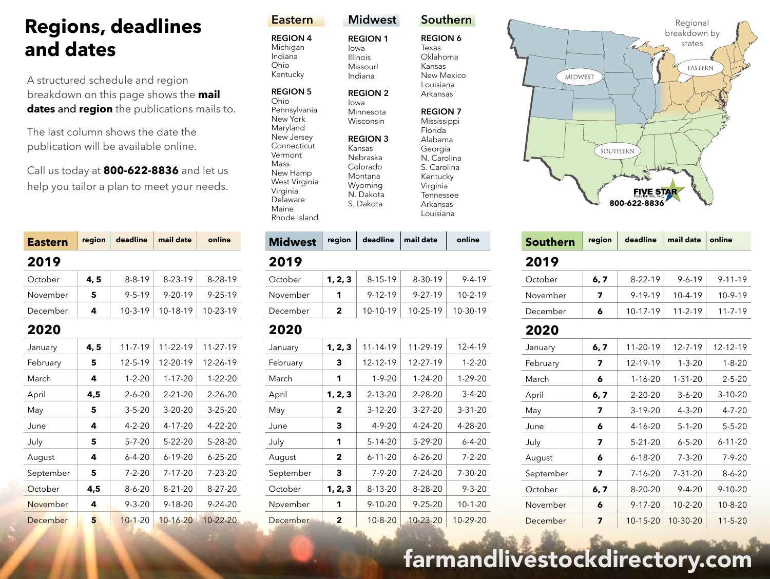# Regions, deadlines and dates

A structured schedule and region breakdown on this page shows the **mail dates** and **region** the publications mails to.

The last column shows the date the publication will be available online.

Call us today at **800-622-8836** and let us help you tailor a plan to meet your needs.

## Eastern

**REGION 4**
Michigan
Indiana
Ohio
Kentucky

**REGION 5**
Ohio
Pennsylvania
New York
Maryland
New Jersey
Connecticut
Vermont
Mass.
New Hamp
West Virginia
Virginia
Delaware
Maine
Rhode Island

## Midwest

**REGION 1**
Iowa
Illinois
Missourl
Indiana

**REGION 2**
Iowa
Minnesota
Wisconsin

**REGION 3**
Kansas
Nebraska
Colorado
Montana
Wyoming
N. Dakota
S. Dakota

## Southern

**REGION 6**
Texas
Oklahoma
Kansas
New Mexico
Louisiana
Arkansas

**REGION 7**
Mississippi
Florida
Alabama
Georgia
N. Carolina
S. Carolina
Kentucky
Virginia
Tennessee
Arkansas
Louisiana

Regional breakdown by states

MIDWEST

EASTERN

SOUTHERN

FIVE STAR PUBLISHING, INC.
800-622-8836

| Eastern | region | deadline | mail date | online |
|---|---|---|---|---|
| **2019** | | | | |
| October | **4, 5** | 8-8-19 | 8-23-19 | 8-28-19 |
| November | **5** | 9-5-19 | 9-20-19 | 9-25-19 |
| December | **4** | 10-3-19 | 10-18-19 | 10-23-19 |
| **2020** | | | | |
| January | **4, 5** | 11-7-19 | 11-22-19 | 11-27-19 |
| February | **5** | 12-5-19 | 12-20-19 | 12-26-19 |
| March | **4** | 1-2-20 | 1-17-20 | 1-22-20 |
| April | **4,5** | 2-6-20 | 2-21-20 | 2-26-20 |
| May | **5** | 3-5-20 | 3-20-20 | 3-25-20 |
| June | **4** | 4-2-20 | 4-17-20 | 4-22-20 |
| July | **5** | 5-7-20 | 5-22-20 | 5-28-20 |
| August | **4** | 6-4-20 | 6-19-20 | 6-25-20 |
| September | **5** | 7-2-20 | 7-17-20 | 7-23-20 |
| October | **4,5** | 8-6-20 | 8-21-20 | 8-27-20 |
| November | **4** | 9-3-20 | 9-18-20 | 9-24-20 |
| December | **5** | 10-1-20 | 10-16-20 | 10-22-20 |

| Midwest | region | deadline | mail date | online |
|---|---|---|---|---|
| **2019** | | | | |
| October | **1, 2, 3** | 8-15-19 | 8-30-19 | 9-4-19 |
| November | **1** | 9-12-19 | 9-27-19 | 10-2-19 |
| December | **2** | 10-10-19 | 10-25-19 | 10-30-19 |
| **2020** | | | | |
| January | **1, 2, 3** | 11-14-19 | 11-29-19 | 12-4-19 |
| February | **3** | 12-12-19 | 12-27-19 | 1-2-20 |
| March | **1** | 1-9-20 | 1-24-20 | 1-29-20 |
| April | **1, 2, 3** | 2-13-20 | 2-28-20 | 3-4-20 |
| May | **2** | 3-12-20 | 3-27-20 | 3-31-20 |
| June | **3** | 4-9-20 | 4-24-20 | 4-28-20 |
| July | **1** | 5-14-20 | 5-29-20 | 6-4-20 |
| August | **2** | 6-11-20 | 6-26-20 | 7-2-20 |
| September | **3** | 7-9-20 | 7-24-20 | 7-30-20 |
| October | **1, 2, 3** | 8-13-20 | 8-28-20 | 9-3-20 |
| November | **1** | 9-10-20 | 9-25-20 | 10-1-20 |
| December | **2** | 10-8-20 | 10-23-20 | 10-29-20 |

| Southern | region | deadline | mail date | online |
|---|---|---|---|---|
| **2019** | | | | |
| October | **6, 7** | 8-22-19 | 9-6-19 | 9-11-19 |
| November | **7** | 9-19-19 | 10-4-19 | 10-9-19 |
| December | **6** | 10-17-19 | 11-2-19 | 11-7-19 |
| **2020** | | | | |
| January | **6, 7** | 11-20-19 | 12-7-19 | 12-12-19 |
| February | **7** | 12-19-19 | 1-3-20 | 1-8-20 |
| March | **6** | 1-16-20 | 1-31-20 | 2-5-20 |
| April | **6, 7** | 2-20-20 | 3-6-20 | 3-10-20 |
| May | **7** | 3-19-20 | 4-3-20 | 4-7-20 |
| June | **6** | 4-16-20 | 5-1-20 | 5-5-20 |
| July | **7** | 5-21-20 | 6-5-20 | 6-11-20 |
| August | **6** | 6-18-20 | 7-3-20 | 7-9-20 |
| September | **7** | 7-16-20 | 7-31-20 | 8-6-20 |
| October | **6, 7** | 8-20-20 | 9-4-20 | 9-10-20 |
| November | **6** | 9-17-20 | 10-2-20 | 10-8-20 |
| December | **7** | 10-15-20 | 10-30-20 | 11-5-20 |

**farmandlivestockdirectory.com**